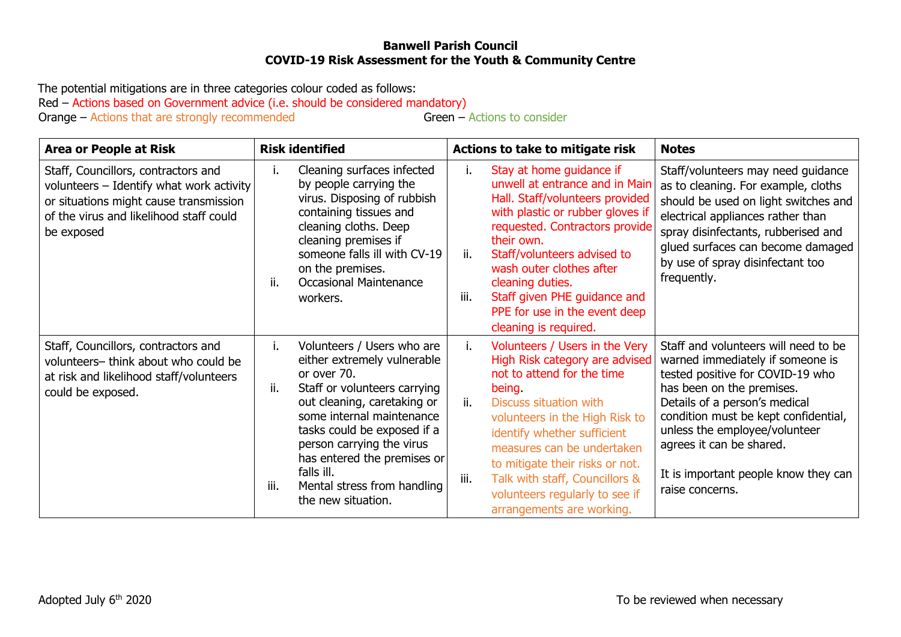**Banwell Parish Council**
**COVID-19 Risk Assessment for the Youth & Community Centre**

The potential mitigations are in three categories colour coded as follows:
Red – Actions based on Government advice (i.e. should be considered mandatory)
Orange – Actions that are strongly recommended
Green – Actions to consider

| Area or People at Risk | Risk identified | Actions to take to mitigate risk | Notes |
|---|---|---|---|
| Staff, Councillors, contractors and volunteers – Identify what work activity or situations might cause transmission of the virus and likelihood staff could be exposed | i. Cleaning surfaces infected by people carrying the virus. Disposing of rubbish containing tissues and cleaning cloths. Deep cleaning premises if someone falls ill with CV-19 on the premises.<br>ii. Occasional Maintenance workers. | i. Stay at home guidance if unwell at entrance and in Main Hall. Staff/volunteers provided with plastic or rubber gloves if requested. Contractors provide their own.<br>ii. Staff/volunteers advised to wash outer clothes after cleaning duties.<br>iii. Staff given PHE guidance and PPE for use in the event deep cleaning is required. | Staff/volunteers may need guidance as to cleaning. For example, cloths should be used on light switches and electrical appliances rather than spray disinfectants, rubberised and glued surfaces can become damaged by use of spray disinfectant too frequently. |
| Staff, Councillors, contractors and volunteers– think about who could be at risk and likelihood staff/volunteers could be exposed. | i. Volunteers / Users who are either extremely vulnerable or over 70.<br>ii. Staff or volunteers carrying out cleaning, caretaking or some internal maintenance tasks could be exposed if a person carrying the virus has entered the premises or falls ill.<br>iii. Mental stress from handling the new situation. | i. Volunteers / Users in the Very High Risk category are advised not to attend for the time being.<br>ii. Discuss situation with volunteers in the High Risk to identify whether sufficient measures can be undertaken to mitigate their risks or not.<br>iii. Talk with staff, Councillors & volunteers regularly to see if arrangements are working. | Staff and volunteers will need to be warned immediately if someone is tested positive for COVID-19 who has been on the premises.<br>Details of a person's medical condition must be kept confidential, unless the employee/volunteer agrees it can be shared.<br><br>It is important people know they can raise concerns. |

Adopted July 6th 2020

To be reviewed when necessary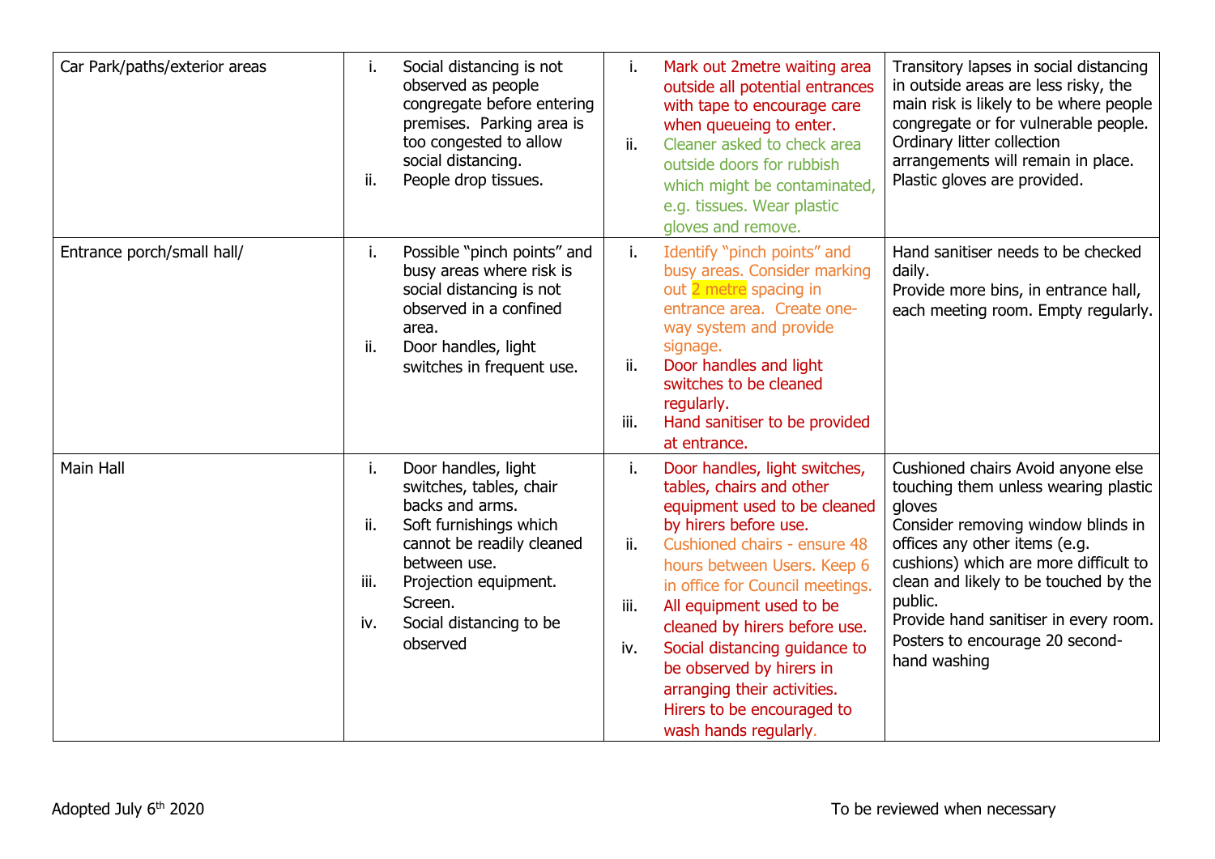| Car Park/paths/exterior areas | i. Social distancing is not observed as people congregate before entering premises. Parking area is too congested to allow social distancing.<br>ii. People drop tissues. | i. Mark out 2metre waiting area outside all potential entrances with tape to encourage care when queueing to enter.<br>ii. Cleaner asked to check area outside doors for rubbish which might be contaminated, e.g. tissues. Wear plastic gloves and remove. | Transitory lapses in social distancing in outside areas are less risky, the main risk is likely to be where people congregate or for vulnerable people. Ordinary litter collection arrangements will remain in place. Plastic gloves are provided. |
|---|---|---|---|
| Entrance porch/small hall/ | i. Possible "pinch points" and busy areas where risk is social distancing is not observed in a confined area.<br>ii. Door handles, light switches in frequent use. | i. Identify "pinch points" and busy areas. Consider marking out 2 metre spacing in entrance area. Create one-way system and provide signage.<br>ii. Door handles and light switches to be cleaned regularly.<br>iii. Hand sanitiser to be provided at entrance. | Hand sanitiser needs to be checked daily.<br>Provide more bins, in entrance hall, each meeting room. Empty regularly. |
| Main Hall | i. Door handles, light switches, tables, chair backs and arms.<br>ii. Soft furnishings which cannot be readily cleaned between use.<br>iii. Projection equipment. Screen.<br>iv. Social distancing to be observed | i. Door handles, light switches, tables, chairs and other equipment used to be cleaned by hirers before use.<br>ii. Cushioned chairs - ensure 48 hours between Users. Keep 6 in office for Council meetings.<br>iii. All equipment used to be cleaned by hirers before use.<br>iv. Social distancing guidance to be observed by hirers in arranging their activities. Hirers to be encouraged to wash hands regularly. | Cushioned chairs Avoid anyone else touching them unless wearing plastic gloves<br>Consider removing window blinds in offices any other items (e.g. cushions) which are more difficult to clean and likely to be touched by the public.<br>Provide hand sanitiser in every room.<br>Posters to encourage 20 second-hand washing |

Adopted July 6th 2020

To be reviewed when necessary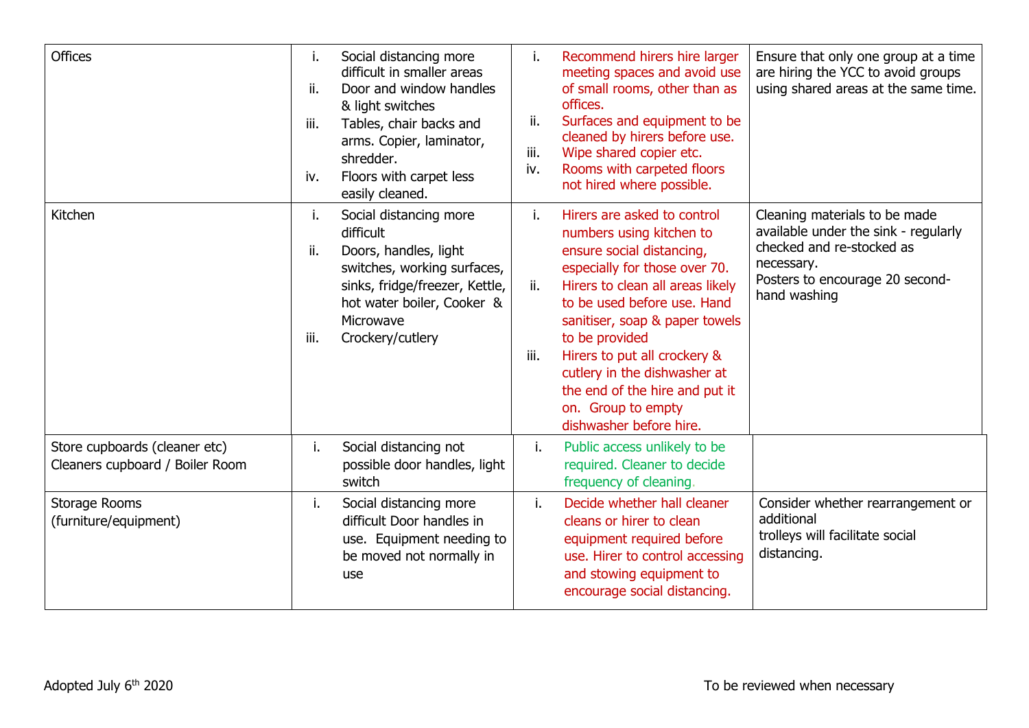| | | | |
|---|---|---|---|
| Offices | i. Social distancing more difficult in smaller areas<br>ii. Door and window handles & light switches<br>iii. Tables, chair backs and arms. Copier, laminator, shredder.<br>iv. Floors with carpet less easily cleaned. | i. Recommend hirers hire larger meeting spaces and avoid use of small rooms, other than as offices.<br>ii. Surfaces and equipment to be cleaned by hirers before use.<br>iii. Wipe shared copier etc.<br>iv. Rooms with carpeted floors not hired where possible. | Ensure that only one group at a time are hiring the YCC to avoid groups using shared areas at the same time. |
| Kitchen | i. Social distancing more difficult<br>ii. Doors, handles, light switches, working surfaces, sinks, fridge/freezer, Kettle, hot water boiler, Cooker & Microwave<br>iii. Crockery/cutlery | i. Hirers are asked to control numbers using kitchen to ensure social distancing, especially for those over 70.<br>ii. Hirers to clean all areas likely to be used before use. Hand sanitiser, soap & paper towels to be provided<br>iii. Hirers to put all crockery & cutlery in the dishwasher at the end of the hire and put it on. Group to empty dishwasher before hire. | Cleaning materials to be made available under the sink - regularly checked and re-stocked as necessary.<br>Posters to encourage 20 second-hand washing |
| Store cupboards (cleaner etc)<br>Cleaners cupboard / Boiler Room | i. Social distancing not possible door handles, light switch | i. Public access unlikely to be required. Cleaner to decide frequency of cleaning. | |
| Storage Rooms (furniture/equipment) | i. Social distancing more difficult Door handles in use. Equipment needing to be moved not normally in use | i. Decide whether hall cleaner cleans or hirer to clean equipment required before use. Hirer to control accessing and stowing equipment to encourage social distancing. | Consider whether rearrangement or additional trolleys will facilitate social distancing. |

Adopted July 6th 2020

To be reviewed when necessary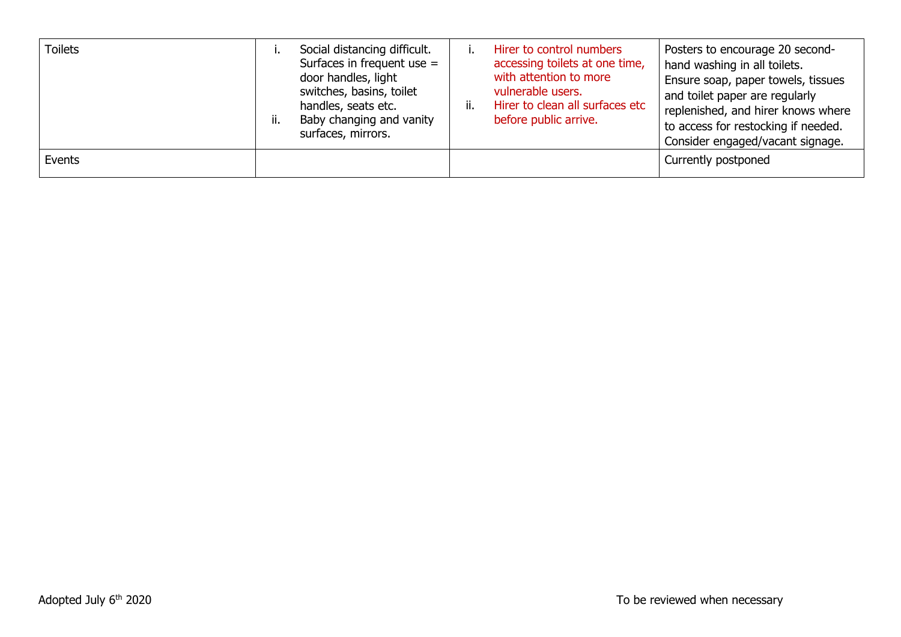| | | | |
|---|---|---|---|
| Toilets | i. Social distancing difficult. Surfaces in frequent use = door handles, light switches, basins, toilet handles, seats etc.<br>ii. Baby changing and vanity surfaces, mirrors. | i. Hirer to control numbers accessing toilets at one time, with attention to more vulnerable users.<br>ii. Hirer to clean all surfaces etc before public arrive. | Posters to encourage 20 second-hand washing in all toilets.<br>Ensure soap, paper towels, tissues and toilet paper are regularly replenished, and hirer knows where to access for restocking if needed.<br>Consider engaged/vacant signage. |
| Events | | | Currently postponed |

Adopted July 6th 2020

To be reviewed when necessary